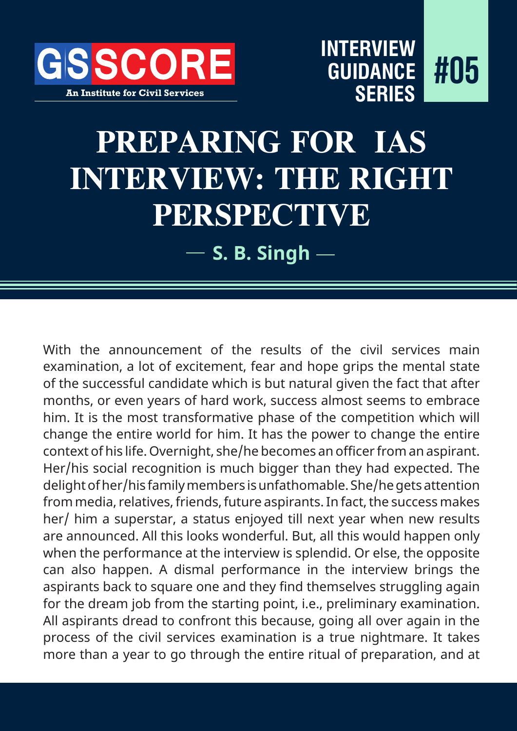GSSCORE

An Institute for Civil Services

INTERVIEW GUIDANCE SERIES #05

# PREPARING FOR IAS INTERVIEW: THE RIGHT PERSPECTIVE

— S. B. Singh —

With the announcement of the results of the civil services main examination, a lot of excitement, fear and hope grips the mental state of the successful candidate which is but natural given the fact that after months, or even years of hard work, success almost seems to embrace him. It is the most transformative phase of the competition which will change the entire world for him. It has the power to change the entire context of his life. Overnight, she/he becomes an officer from an aspirant. Her/his social recognition is much bigger than they had expected. The delight of her/his family members is unfathomable. She/he gets attention from media, relatives, friends, future aspirants. In fact, the success makes her/ him a superstar, a status enjoyed till next year when new results are announced. All this looks wonderful. But, all this would happen only when the performance at the interview is splendid. Or else, the opposite can also happen. A dismal performance in the interview brings the aspirants back to square one and they find themselves struggling again for the dream job from the starting point, i.e., preliminary examination. All aspirants dread to confront this because, going all over again in the process of the civil services examination is a true nightmare. It takes more than a year to go through the entire ritual of preparation, and at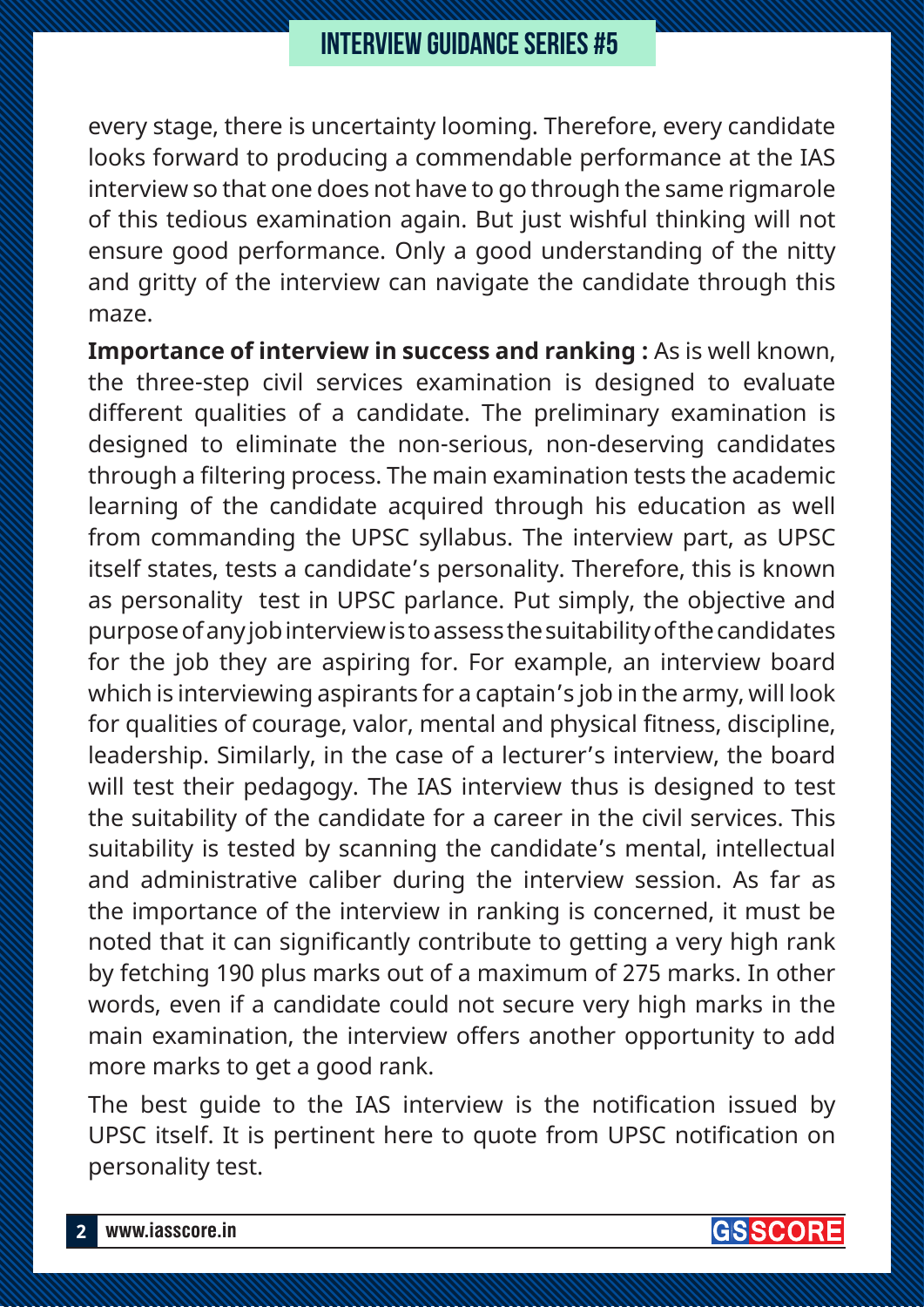every stage, there is uncertainty looming. Therefore, every candidate looks forward to producing a commendable performance at the IAS interview so that one does not have to go through the same rigmarole of this tedious examination again. But just wishful thinking will not ensure good performance. Only a good understanding of the nitty and gritty of the interview can navigate the candidate through this maze.

**Importance of interview in success and ranking :** As is well known, the three-step civil services examination is designed to evaluate different qualities of a candidate. The preliminary examination is designed to eliminate the non-serious, non-deserving candidates through a filtering process. The main examination tests the academic learning of the candidate acquired through his education as well from commanding the UPSC syllabus. The interview part, as UPSC itself states, tests a candidate's personality. Therefore, this is known as personality test in UPSC parlance. Put simply, the objective and purpose of any job interview is to assess the suitability of the candidates for the job they are aspiring for. For example, an interview board which is interviewing aspirants for a captain's job in the army, will look for qualities of courage, valor, mental and physical fitness, discipline, leadership. Similarly, in the case of a lecturer's interview, the board will test their pedagogy. The IAS interview thus is designed to test the suitability of the candidate for a career in the civil services. This suitability is tested by scanning the candidate's mental, intellectual and administrative caliber during the interview session. As far as the importance of the interview in ranking is concerned, it must be noted that it can significantly contribute to getting a very high rank by fetching 190 plus marks out of a maximum of 275 marks. In other words, even if a candidate could not secure very high marks in the main examination, the interview offers another opportunity to add more marks to get a good rank.

The best guide to the IAS interview is the notification issued by UPSC itself. It is pertinent here to quote from UPSC notification on personality test.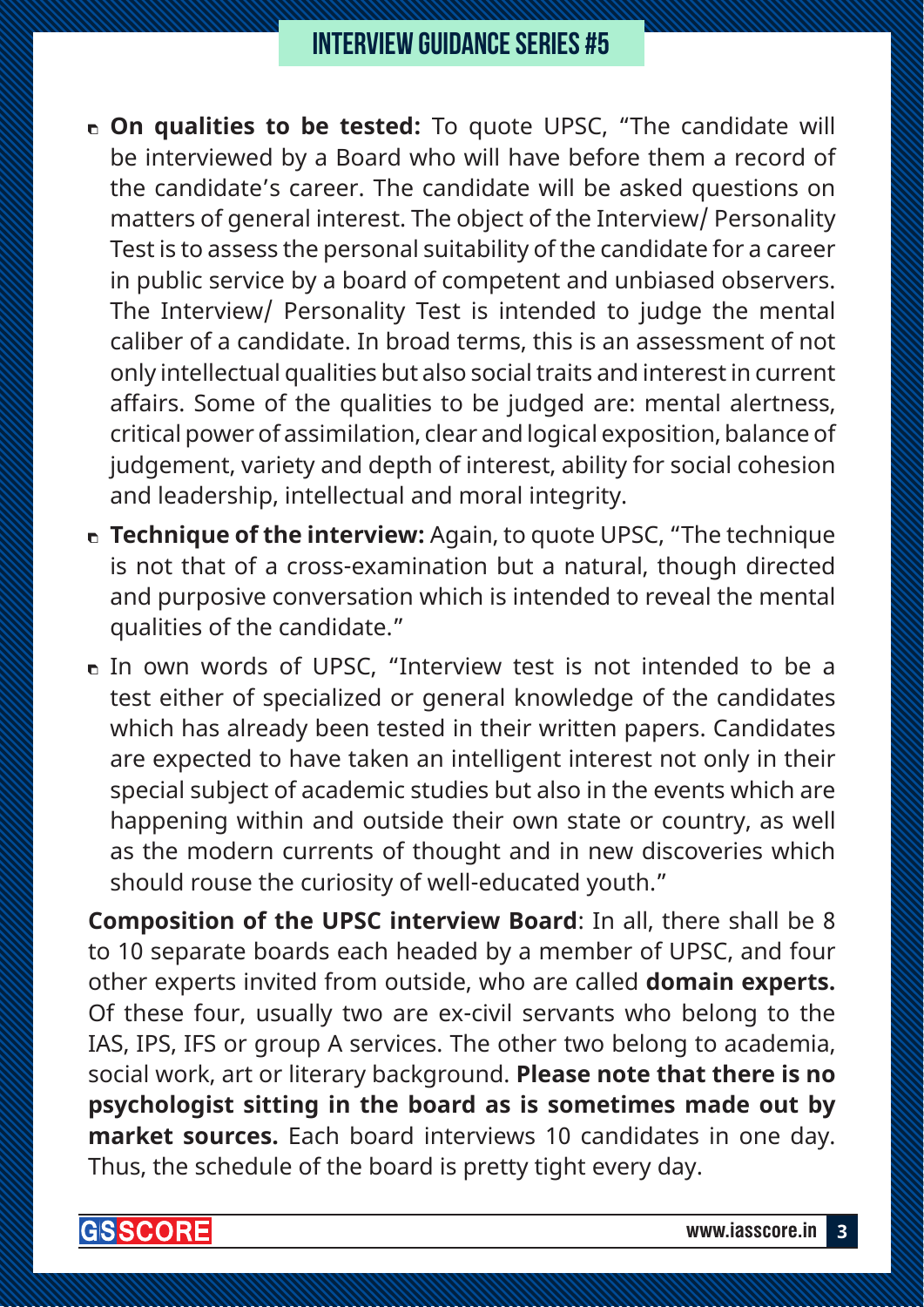- **On qualities to be tested:** To quote UPSC, "The candidate will be interviewed by a Board who will have before them a record of the candidate's career. The candidate will be asked questions on matters of general interest. The object of the Interview/ Personality Test is to assess the personal suitability of the candidate for a career in public service by a board of competent and unbiased observers. The Interview/ Personality Test is intended to judge the mental caliber of a candidate. In broad terms, this is an assessment of not only intellectual qualities but also social traits and interest in current affairs. Some of the qualities to be judged are: mental alertness, critical power of assimilation, clear and logical exposition, balance of judgement, variety and depth of interest, ability for social cohesion and leadership, intellectual and moral integrity.
- **Technique of the interview:** Again, to quote UPSC, "The technique is not that of a cross-examination but a natural, though directed and purposive conversation which is intended to reveal the mental qualities of the candidate."
- In own words of UPSC, "Interview test is not intended to be a test either of specialized or general knowledge of the candidates which has already been tested in their written papers. Candidates are expected to have taken an intelligent interest not only in their special subject of academic studies but also in the events which are happening within and outside their own state or country, as well as the modern currents of thought and in new discoveries which should rouse the curiosity of well-educated youth."

**Composition of the UPSC interview Board**: In all, there shall be 8 to 10 separate boards each headed by a member of UPSC, and four other experts invited from outside, who are called **domain experts.** Of these four, usually two are ex-civil servants who belong to the IAS, IPS, IFS or group A services. The other two belong to academia, social work, art or literary background. **Please note that there is no psychologist sitting in the board as is sometimes made out by market sources.** Each board interviews 10 candidates in one day. Thus, the schedule of the board is pretty tight every day.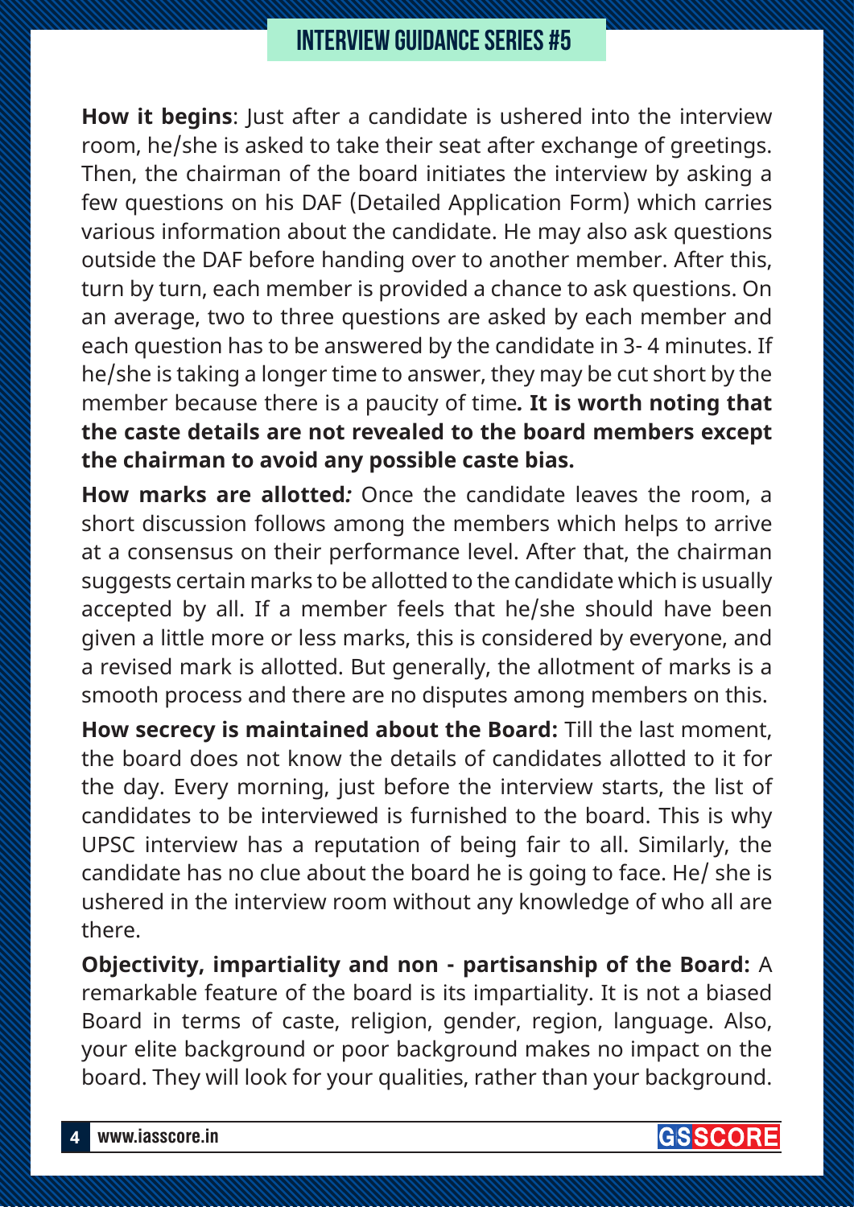**How it begins**: Just after a candidate is ushered into the interview room, he/she is asked to take their seat after exchange of greetings. Then, the chairman of the board initiates the interview by asking a few questions on his DAF (Detailed Application Form) which carries various information about the candidate. He may also ask questions outside the DAF before handing over to another member. After this, turn by turn, each member is provided a chance to ask questions. On an average, two to three questions are asked by each member and each question has to be answered by the candidate in 3- 4 minutes. If he/she is taking a longer time to answer, they may be cut short by the member because there is a paucity of time**. It is worth noting that the caste details are not revealed to the board members except the chairman to avoid any possible caste bias.**

**How marks are allotted***:* Once the candidate leaves the room, a short discussion follows among the members which helps to arrive at a consensus on their performance level. After that, the chairman suggests certain marks to be allotted to the candidate which is usually accepted by all. If a member feels that he/she should have been given a little more or less marks, this is considered by everyone, and a revised mark is allotted. But generally, the allotment of marks is a smooth process and there are no disputes among members on this.

**How secrecy is maintained about the Board:** Till the last moment, the board does not know the details of candidates allotted to it for the day. Every morning, just before the interview starts, the list of candidates to be interviewed is furnished to the board. This is why UPSC interview has a reputation of being fair to all. Similarly, the candidate has no clue about the board he is going to face. He/ she is ushered in the interview room without any knowledge of who all are there.

**Objectivity, impartiality and non - partisanship of the Board:** A remarkable feature of the board is its impartiality. It is not a biased Board in terms of caste, religion, gender, region, language. Also, your elite background or poor background makes no impact on the board. They will look for your qualities, rather than your background.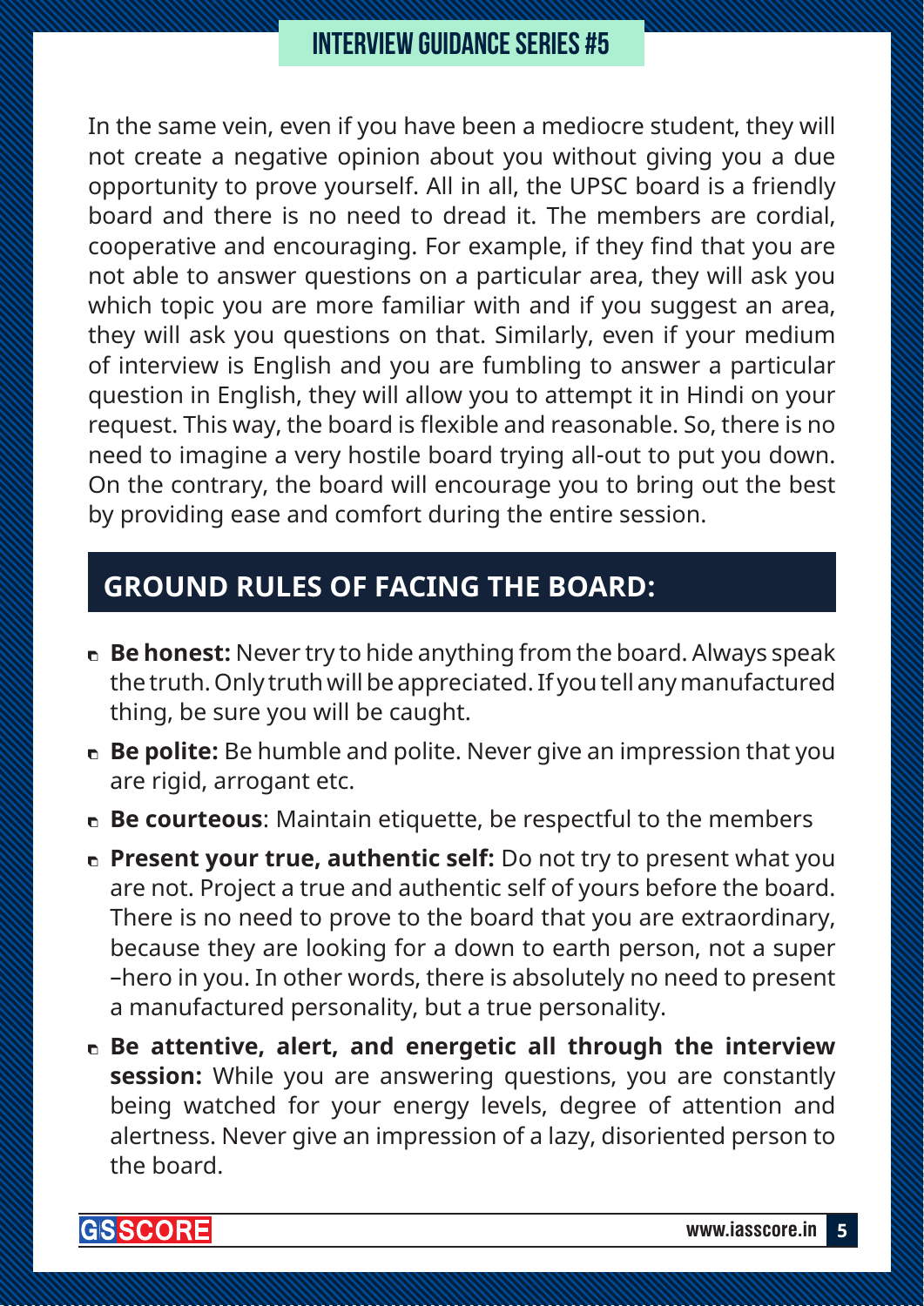In the same vein, even if you have been a mediocre student, they will not create a negative opinion about you without giving you a due opportunity to prove yourself. All in all, the UPSC board is a friendly board and there is no need to dread it. The members are cordial, cooperative and encouraging. For example, if they find that you are not able to answer questions on a particular area, they will ask you which topic you are more familiar with and if you suggest an area, they will ask you questions on that. Similarly, even if your medium of interview is English and you are fumbling to answer a particular question in English, they will allow you to attempt it in Hindi on your request. This way, the board is flexible and reasonable. So, there is no need to imagine a very hostile board trying all-out to put you down. On the contrary, the board will encourage you to bring out the best by providing ease and comfort during the entire session.

## GROUND RULES OF FACING THE BOARD:

- **Be honest:** Never try to hide anything from the board. Always speak the truth. Only truth will be appreciated. If you tell any manufactured thing, be sure you will be caught.
- **Be polite:** Be humble and polite. Never give an impression that you are rigid, arrogant etc.
- **Be courteous**: Maintain etiquette, be respectful to the members
- **Present your true, authentic self:** Do not try to present what you are not. Project a true and authentic self of yours before the board. There is no need to prove to the board that you are extraordinary, because they are looking for a down to earth person, not a super –hero in you. In other words, there is absolutely no need to present a manufactured personality, but a true personality.
- **Be attentive, alert, and energetic all through the interview session:** While you are answering questions, you are constantly being watched for your energy levels, degree of attention and alertness. Never give an impression of a lazy, disoriented person to the board.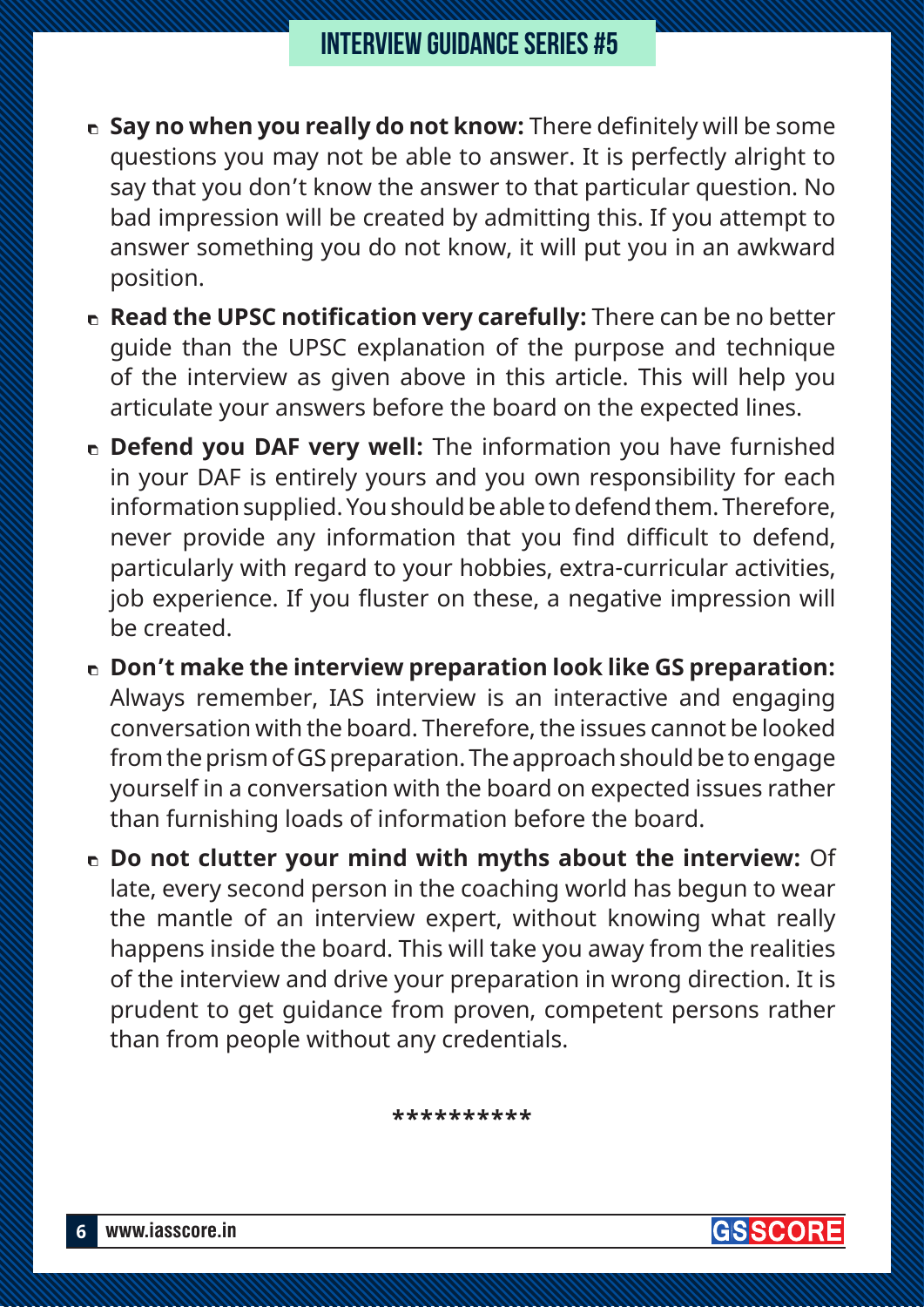- **Say no when you really do not know:** There definitely will be some questions you may not be able to answer. It is perfectly alright to say that you don't know the answer to that particular question. No bad impression will be created by admitting this. If you attempt to answer something you do not know, it will put you in an awkward position.

- **Read the UPSC notification very carefully:** There can be no better guide than the UPSC explanation of the purpose and technique of the interview as given above in this article. This will help you articulate your answers before the board on the expected lines.

- **Defend you DAF very well:** The information you have furnished in your DAF is entirely yours and you own responsibility for each information supplied. You should be able to defend them. Therefore, never provide any information that you find difficult to defend, particularly with regard to your hobbies, extra-curricular activities, job experience. If you fluster on these, a negative impression will be created.

- **Don't make the interview preparation look like GS preparation:** Always remember, IAS interview is an interactive and engaging conversation with the board. Therefore, the issues cannot be looked from the prism of GS preparation. The approach should be to engage yourself in a conversation with the board on expected issues rather than furnishing loads of information before the board.

- **Do not clutter your mind with myths about the interview:** Of late, every second person in the coaching world has begun to wear the mantle of an interview expert, without knowing what really happens inside the board. This will take you away from the realities of the interview and drive your preparation in wrong direction. It is prudent to get guidance from proven, competent persons rather than from people without any credentials.

**********